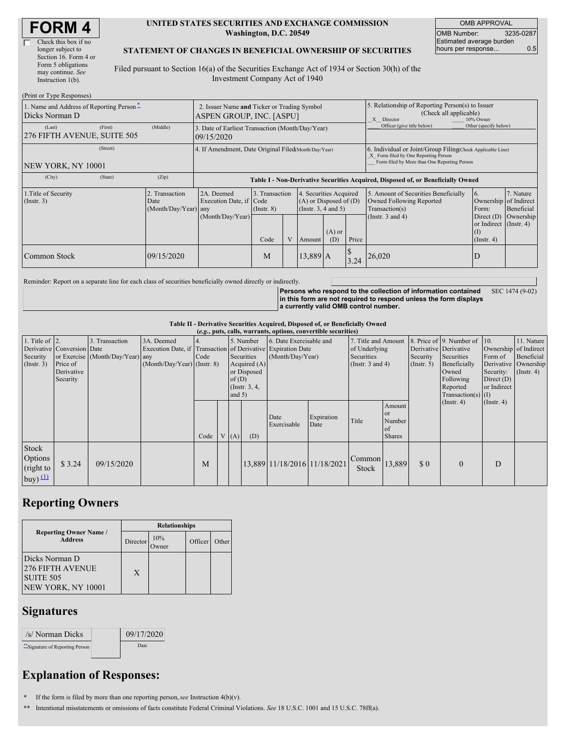# FORM 4

☐ Check this box if no longer subject to Section 16. Form 4 or Form 5 obligations may continue. *See* Instruction 1(b).

**UNITED STATES SECURITIES AND EXCHANGE COMMISSION**
**Washington, D.C. 20549**

**STATEMENT OF CHANGES IN BENEFICIAL OWNERSHIP OF SECURITIES**

Filed pursuant to Section 16(a) of the Securities Exchange Act of 1934 or Section 30(h) of the Investment Company Act of 1940

| OMB APPROVAL | |
|---|---|
| OMB Number: | 3235-0287 |
| Estimated average burden hours per response... | 0.5 |

(Print or Type Responses)

| | | |
|---|---|---|
| 1. Name and Address of Reporting Person *<br>Dicks Norman D<br>(Last) (First) (Middle)<br>276 FIFTH AVENUE, SUITE 505<br>(Street)<br>NEW YORK, NY 10001<br>(City) (State) (Zip) | 2. Issuer Name **and** Ticker or Trading Symbol<br>ASPEN GROUP, INC. [ASPU]<br><br>3. Date of Earliest Transaction (Month/Day/Year)<br>09/15/2020<br><br>4. If Amendment, Date Original Filed (Month/Day/Year) | 5. Relationship of Reporting Person(s) to Issuer (Check all applicable)<br>_X_ Director ___ 10% Owner<br>___ Officer (give title below) ___ Other (specify below)<br><br>6. Individual or Joint/Group Filing (Check Applicable Line)<br>_X_ Form filed by One Reporting Person<br>___ Form filed by More than One Reporting Person |

**Table I - Non-Derivative Securities Acquired, Disposed of, or Beneficially Owned**

| 1.Title of Security (Instr. 3) | 2. Transaction Date (Month/Day/Year) | 2A. Deemed Execution Date, if any (Month/Day/Year) | 3. Transaction Code (Instr. 8) | | 4. Securities Acquired (A) or Disposed of (D) (Instr. 3, 4 and 5) | | | 5. Amount of Securities Beneficially Owned Following Reported Transaction(s) (Instr. 3 and 4) | 6. Ownership Form: Direct (D) or Indirect (I) (Instr. 4) | 7. Nature of Indirect Beneficial Ownership (Instr. 4) |
|---|---|---|---|---|---|---|---|---|---|---|
| | | | Code | V | Amount | (A) or (D) | Price | | | |
| Common Stock | 09/15/2020 | | M | | 13,889 | A | $ 3.24 | 26,020 | D | |

Reminder: Report on a separate line for each class of securities beneficially owned directly or indirectly.

**Persons who respond to the collection of information contained in this form are not required to respond unless the form displays a currently valid OMB control number.** SEC 1474 (9-02)

**Table II - Derivative Securities Acquired, Disposed of, or Beneficially Owned**
***(e.g., puts, calls, warrants, options, convertible securities)***

| 1. Title of Derivative Security (Instr. 3) | 2. Conversion or Exercise Price of Derivative Security | 3. Transaction Date (Month/Day/Year) | 3A. Deemed Execution Date, if any (Month/Day/Year) | 4. Transaction Code (Instr. 8) | | 5. Number of Derivative Securities Acquired (A) or Disposed of (D) (Instr. 3, 4, and 5) | | 6. Date Exercisable and Expiration Date (Month/Day/Year) | | 7. Title and Amount of Underlying Securities (Instr. 3 and 4) | | 8. Price of Derivative Security (Instr. 5) | 9. Number of Derivative Securities Beneficially Owned Following Reported Transaction(s) (Instr. 4) | 10. Ownership Form of Derivative Security: Direct (D) or Indirect (I) (Instr. 4) | 11. Nature of Indirect Beneficial Ownership (Instr. 4) |
|---|---|---|---|---|---|---|---|---|---|---|---|---|---|---|---|
| | | | | Code | V | (A) | (D) | Date Exercisable | Expiration Date | Title | Amount or Number of Shares | | | | |
| Stock Options (right to buy) (1) | $ 3.24 | 09/15/2020 | | M | | | 13,889 | 11/18/2016 | 11/18/2021 | Common Stock | 13,889 | $ 0 | 0 | D | |

## Reporting Owners

| Reporting Owner Name / Address | Relationships | | | |
|---|---|---|---|---|
| | Director | 10% Owner | Officer | Other |
| Dicks Norman D<br>276 FIFTH AVENUE<br>SUITE 505<br>NEW YORK, NY 10001 | X | | | |

## Signatures

| | |
|---|---|
| /s/ Norman Dicks | 09/17/2020 |
| **Signature of Reporting Person | Date |

## Explanation of Responses:

\* If the form is filed by more than one reporting person, *see* Instruction 4(b)(v).

\*\* Intentional misstatements or omissions of facts constitute Federal Criminal Violations. *See* 18 U.S.C. 1001 and 15 U.S.C. 78ff(a).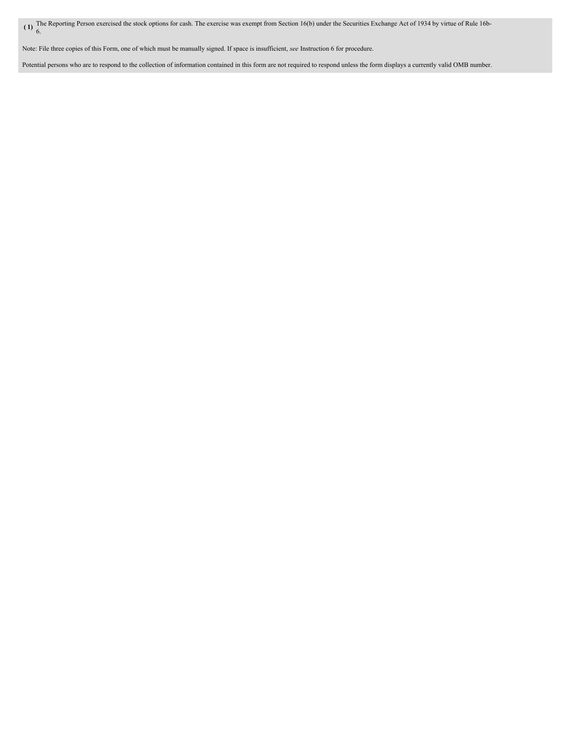(1) The Reporting Person exercised the stock options for cash. The exercise was exempt from Section 16(b) under the Securities Exchange Act of 1934 by virtue of Rule 16b-6.

Note: File three copies of this Form, one of which must be manually signed. If space is insufficient, *see* Instruction 6 for procedure.

Potential persons who are to respond to the collection of information contained in this form are not required to respond unless the form displays a currently valid OMB number.